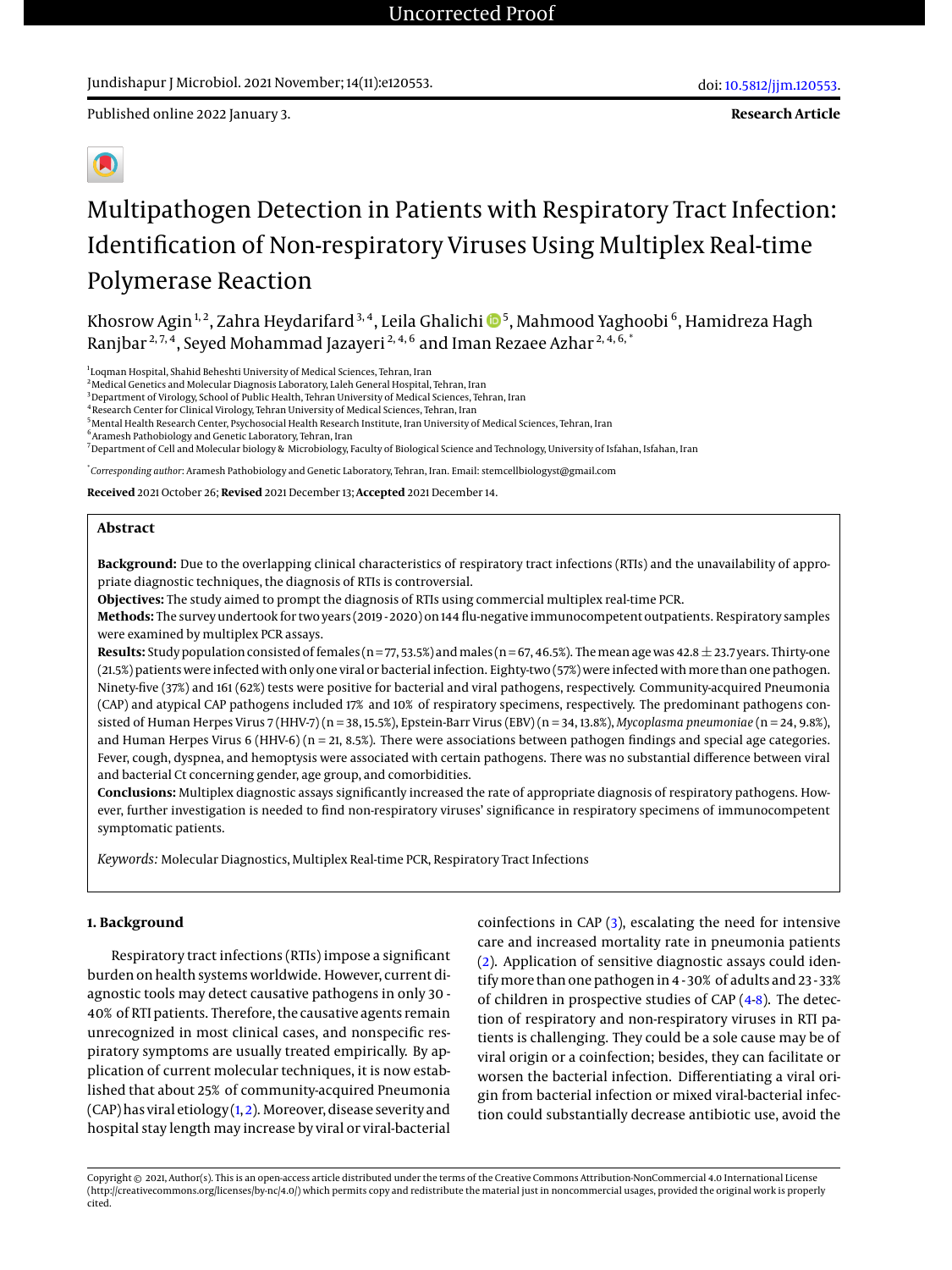Jundishapur J Microbiol. 2021 November; 14(11):e120553.

doi: 10.5812/jjm.120553.

Published online 2022 January 3.

**Research Article**

# Multipathogen Detection in Patients with Respiratory Tract Infection: Identification of Non-respiratory Viruses Using Multiplex Real-time Polymerase Reaction

Khosrow Agin [1, 2], Zahra Heydarifard [3, 4], Leila Ghalichi [5], Mahmood Yaghoobi [6], Hamidreza Hagh Ranjbar [2, 7, 4], Seyed Mohammad Jazayeri [2, 4, 6] and Iman Rezaee Azhar [2, 4, 6, *]

[1] Loqman Hospital, Shahid Beheshti University of Medical Sciences, Tehran, Iran
[2] Medical Genetics and Molecular Diagnosis Laboratory, Laleh General Hospital, Tehran, Iran
[3] Department of Virology, School of Public Health, Tehran University of Medical Sciences, Tehran, Iran
[4] Research Center for Clinical Virology, Tehran University of Medical Sciences, Tehran, Iran
[5] Mental Health Research Center, Psychosocial Health Research Institute, Iran University of Medical Sciences, Tehran, Iran
[6] Aramesh Pathobiology and Genetic Laboratory, Tehran, Iran
[7] Department of Cell and Molecular biology & Microbiology, Faculty of Biological Science and Technology, University of Isfahan, Isfahan, Iran

[*] *Corresponding author*: Aramesh Pathobiology and Genetic Laboratory, Tehran, Iran. Email: stemcellbiologyst@gmail.com

**Received** 2021 October 26; **Revised** 2021 December 13; **Accepted** 2021 December 14.

## Abstract

**Background:** Due to the overlapping clinical characteristics of respiratory tract infections (RTIs) and the unavailability of appropriate diagnostic techniques, the diagnosis of RTIs is controversial.

**Objectives:** The study aimed to prompt the diagnosis of RTIs using commercial multiplex real-time PCR.

**Methods:** The survey undertook for two years (2019 - 2020) on 144 flu-negative immunocompetent outpatients. Respiratory samples were examined by multiplex PCR assays.

**Results:** Study population consisted of females (n = 77, 53.5%) and males (n = 67, 46.5%). The mean age was 42.8 ± 23.7 years. Thirty-one (21.5%) patients were infected with only one viral or bacterial infection. Eighty-two (57%) were infected with more than one pathogen. Ninety-five (37%) and 161 (62%) tests were positive for bacterial and viral pathogens, respectively. Community-acquired Pneumonia (CAP) and atypical CAP pathogens included 17% and 10% of respiratory specimens, respectively. The predominant pathogens consisted of Human Herpes Virus 7 (HHV-7) (n = 38, 15.5%), Epstein-Barr Virus (EBV) (n = 34, 13.8%), *Mycoplasma pneumoniae* (n = 24, 9.8%), and Human Herpes Virus 6 (HHV-6) (n = 21, 8.5%). There were associations between pathogen findings and special age categories. Fever, cough, dyspnea, and hemoptysis were associated with certain pathogens. There was no substantial difference between viral and bacterial Ct concerning gender, age group, and comorbidities.

**Conclusions:** Multiplex diagnostic assays significantly increased the rate of appropriate diagnosis of respiratory pathogens. However, further investigation is needed to find non-respiratory viruses' significance in respiratory specimens of immunocompetent symptomatic patients.

*Keywords:* Molecular Diagnostics, Multiplex Real-time PCR, Respiratory Tract Infections

## 1. Background

Respiratory tract infections (RTIs) impose a significant burden on health systems worldwide. However, current diagnostic tools may detect causative pathogens in only 30 - 40% of RTI patients. Therefore, the causative agents remain unrecognized in most clinical cases, and nonspecific respiratory symptoms are usually treated empirically. By application of current molecular techniques, it is now established that about 25% of community-acquired Pneumonia (CAP) has viral etiology (1, 2). Moreover, disease severity and hospital stay length may increase by viral or viral-bacterial coinfections in CAP (3), escalating the need for intensive care and increased mortality rate in pneumonia patients (2). Application of sensitive diagnostic assays could identify more than one pathogen in 4 - 30% of adults and 23 - 33% of children in prospective studies of CAP (4-8). The detection of respiratory and non-respiratory viruses in RTI patients is challenging. They could be a sole cause may be of viral origin or a coinfection; besides, they can facilitate or worsen the bacterial infection. Differentiating a viral origin from bacterial infection or mixed viral-bacterial infection could substantially decrease antibiotic use, avoid the

Copyright © 2021, Author(s). This is an open-access article distributed under the terms of the Creative Commons Attribution-NonCommercial 4.0 International License (http://creativecommons.org/licenses/by-nc/4.0/) which permits copy and redistribute the material just in noncommercial usages, provided the original work is properly cited.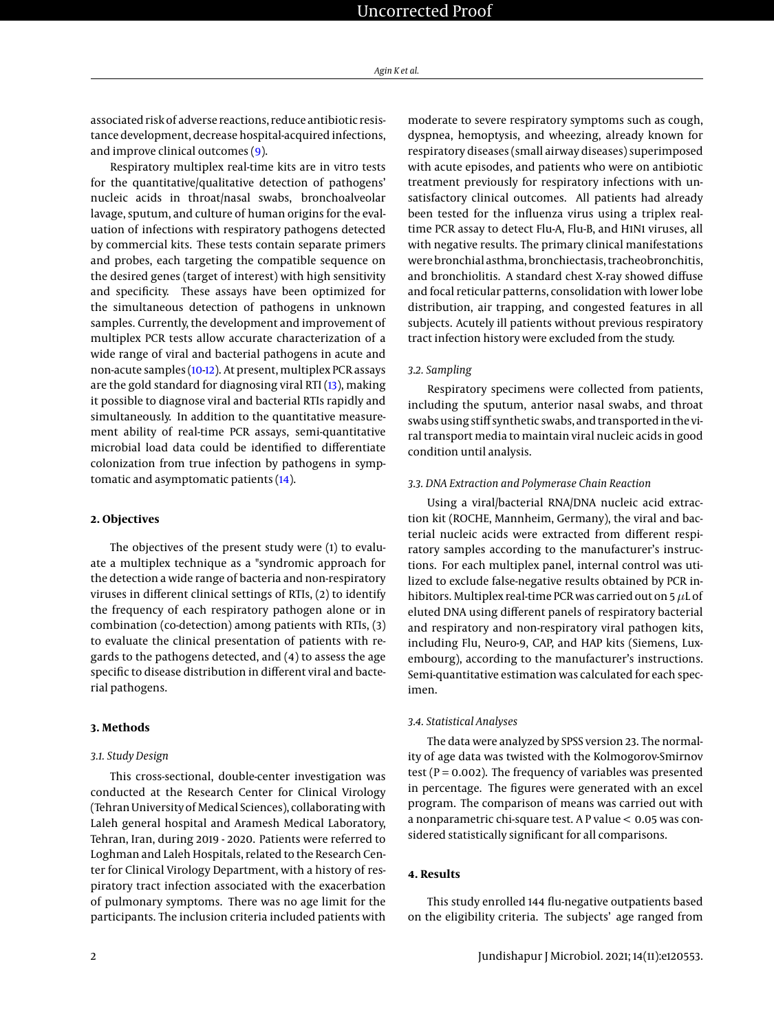associated risk of adverse reactions, reduce antibiotic resistance development, decrease hospital-acquired infections, and improve clinical outcomes (9).

Respiratory multiplex real-time kits are in vitro tests for the quantitative/qualitative detection of pathogens' nucleic acids in throat/nasal swabs, bronchoalveolar lavage, sputum, and culture of human origins for the evaluation of infections with respiratory pathogens detected by commercial kits. These tests contain separate primers and probes, each targeting the compatible sequence on the desired genes (target of interest) with high sensitivity and specificity. These assays have been optimized for the simultaneous detection of pathogens in unknown samples. Currently, the development and improvement of multiplex PCR tests allow accurate characterization of a wide range of viral and bacterial pathogens in acute and non-acute samples (10-12). At present, multiplex PCR assays are the gold standard for diagnosing viral RTI (13), making it possible to diagnose viral and bacterial RTIs rapidly and simultaneously. In addition to the quantitative measurement ability of real-time PCR assays, semi-quantitative microbial load data could be identified to differentiate colonization from true infection by pathogens in symptomatic and asymptomatic patients (14).

## 2. Objectives

The objectives of the present study were (1) to evaluate a multiplex technique as a "syndromic approach for the detection a wide range of bacteria and non-respiratory viruses in different clinical settings of RTIs, (2) to identify the frequency of each respiratory pathogen alone or in combination (co-detection) among patients with RTIs, (3) to evaluate the clinical presentation of patients with regards to the pathogens detected, and (4) to assess the age specific to disease distribution in different viral and bacterial pathogens.

## 3. Methods

### 3.1. Study Design

This cross-sectional, double-center investigation was conducted at the Research Center for Clinical Virology (Tehran University of Medical Sciences), collaborating with Laleh general hospital and Aramesh Medical Laboratory, Tehran, Iran, during 2019 - 2020. Patients were referred to Loghman and Laleh Hospitals, related to the Research Center for Clinical Virology Department, with a history of respiratory tract infection associated with the exacerbation of pulmonary symptoms. There was no age limit for the participants. The inclusion criteria included patients with moderate to severe respiratory symptoms such as cough, dyspnea, hemoptysis, and wheezing, already known for respiratory diseases (small airway diseases) superimposed with acute episodes, and patients who were on antibiotic treatment previously for respiratory infections with unsatisfactory clinical outcomes. All patients had already been tested for the influenza virus using a triplex real-time PCR assay to detect Flu-A, Flu-B, and H1N1 viruses, all with negative results. The primary clinical manifestations were bronchial asthma, bronchiectasis, tracheobronchitis, and bronchiolitis. A standard chest X-ray showed diffuse and focal reticular patterns, consolidation with lower lobe distribution, air trapping, and congested features in all subjects. Acutely ill patients without previous respiratory tract infection history were excluded from the study.

### 3.2. Sampling

Respiratory specimens were collected from patients, including the sputum, anterior nasal swabs, and throat swabs using stiff synthetic swabs, and transported in the viral transport media to maintain viral nucleic acids in good condition until analysis.

### 3.3. DNA Extraction and Polymerase Chain Reaction

Using a viral/bacterial RNA/DNA nucleic acid extraction kit (ROCHE, Mannheim, Germany), the viral and bacterial nucleic acids were extracted from different respiratory samples according to the manufacturer's instructions. For each multiplex panel, internal control was utilized to exclude false-negative results obtained by PCR inhibitors. Multiplex real-time PCR was carried out on 5 $\mu$L of eluted DNA using different panels of respiratory bacterial and respiratory and non-respiratory viral pathogen kits, including Flu, Neuro-9, CAP, and HAP kits (Siemens, Luxembourg), according to the manufacturer's instructions. Semi-quantitative estimation was calculated for each specimen.

### 3.4. Statistical Analyses

The data were analyzed by SPSS version 23. The normality of age data was twisted with the Kolmogorov-Smirnov test ($P = 0.002$). The frequency of variables was presented in percentage. The figures were generated with an excel program. The comparison of means was carried out with a nonparametric chi-square test. A P value $< 0.05$ was considered statistically significant for all comparisons.

## 4. Results

This study enrolled 144 flu-negative outpatients based on the eligibility criteria. The subjects' age ranged from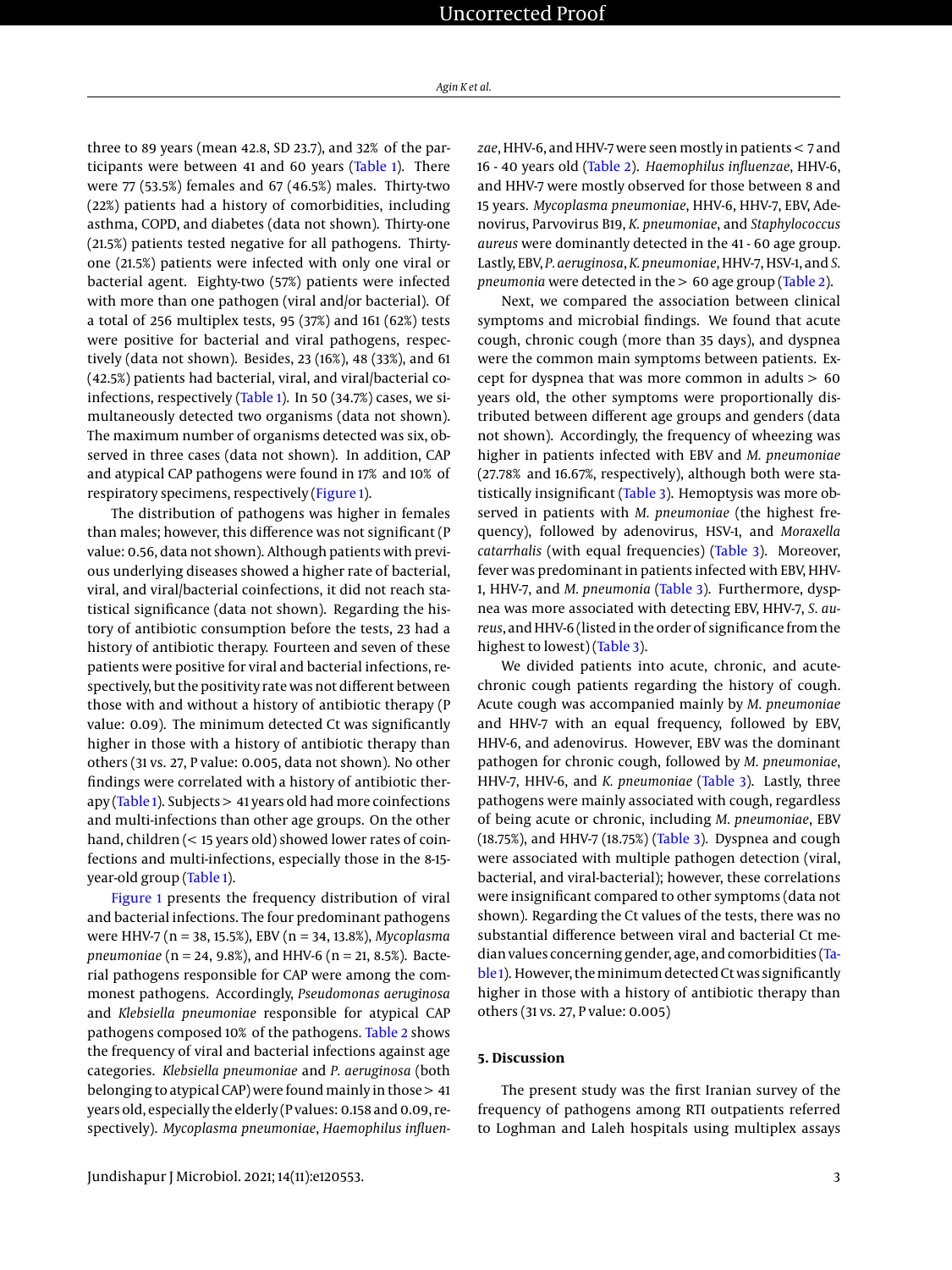three to 89 years (mean 42.8, SD 23.7), and 32% of the participants were between 41 and 60 years (Table 1). There were 77 (53.5%) females and 67 (46.5%) males. Thirty-two (22%) patients had a history of comorbidities, including asthma, COPD, and diabetes (data not shown). Thirty-one (21.5%) patients tested negative for all pathogens. Thirty-one (21.5%) patients were infected with only one viral or bacterial agent. Eighty-two (57%) patients were infected with more than one pathogen (viral and/or bacterial). Of a total of 256 multiplex tests, 95 (37%) and 161 (62%) tests were positive for bacterial and viral pathogens, respectively (data not shown). Besides, 23 (16%), 48 (33%), and 61 (42.5%) patients had bacterial, viral, and viral/bacterial coinfections, respectively (Table 1). In 50 (34.7%) cases, we simultaneously detected two organisms (data not shown). The maximum number of organisms detected was six, observed in three cases (data not shown). In addition, CAP and atypical CAP pathogens were found in 17% and 10% of respiratory specimens, respectively (Figure 1).

The distribution of pathogens was higher in females than males; however, this difference was not significant (P value: 0.56, data not shown). Although patients with previous underlying diseases showed a higher rate of bacterial, viral, and viral/bacterial coinfections, it did not reach statistical significance (data not shown). Regarding the history of antibiotic consumption before the tests, 23 had a history of antibiotic therapy. Fourteen and seven of these patients were positive for viral and bacterial infections, respectively, but the positivity rate was not different between those with and without a history of antibiotic therapy (P value: 0.09). The minimum detected Ct was significantly higher in those with a history of antibiotic therapy than others (31 vs. 27, P value: 0.005, data not shown). No other findings were correlated with a history of antibiotic therapy (Table 1). Subjects > 41 years old had more coinfections and multi-infections than other age groups. On the other hand, children (< 15 years old) showed lower rates of coinfections and multi-infections, especially those in the 8-15-year-old group (Table 1).

Figure 1 presents the frequency distribution of viral and bacterial infections. The four predominant pathogens were HHV-7 (n = 38, 15.5%), EBV (n = 34, 13.8%), *Mycoplasma pneumoniae* (n = 24, 9.8%), and HHV-6 (n = 21, 8.5%). Bacterial pathogens responsible for CAP were among the commonest pathogens. Accordingly, *Pseudomonas aeruginosa* and *Klebsiella pneumoniae* responsible for atypical CAP pathogens composed 10% of the pathogens. Table 2 shows the frequency of viral and bacterial infections against age categories. *Klebsiella pneumoniae* and *P. aeruginosa* (both belonging to atypical CAP) were found mainly in those > 41 years old, especially the elderly (P values: 0.158 and 0.09, respectively). *Mycoplasma pneumoniae*, *Haemophilus influenzae*, HHV-6, and HHV-7 were seen mostly in patients < 7 and 16 - 40 years old (Table 2). *Haemophilus influenzae*, HHV-6, and HHV-7 were mostly observed for those between 8 and 15 years. *Mycoplasma pneumoniae*, HHV-6, HHV-7, EBV, Adenovirus, Parvovirus B19, *K. pneumoniae*, and *Staphylococcus aureus* were dominantly detected in the 41 - 60 age group. Lastly, EBV, *P. aeruginosa*, *K. pneumoniae*, HHV-7, HSV-1, and *S. pneumonia* were detected in the > 60 age group (Table 2).

Next, we compared the association between clinical symptoms and microbial findings. We found that acute cough, chronic cough (more than 35 days), and dyspnea were the common main symptoms between patients. Except for dyspnea that was more common in adults > 60 years old, the other symptoms were proportionally distributed between different age groups and genders (data not shown). Accordingly, the frequency of wheezing was higher in patients infected with EBV and *M. pneumoniae* (27.78% and 16.67%, respectively), although both were statistically insignificant (Table 3). Hemoptysis was more observed in patients with *M. pneumoniae* (the highest frequency), followed by adenovirus, HSV-1, and *Moraxella catarrhalis* (with equal frequencies) (Table 3). Moreover, fever was predominant in patients infected with EBV, HHV-1, HHV-7, and *M. pneumonia* (Table 3). Furthermore, dyspnea was more associated with detecting EBV, HHV-7, *S. aureus*, and HHV-6 (listed in the order of significance from the highest to lowest) (Table 3).

We divided patients into acute, chronic, and acute-chronic cough patients regarding the history of cough. Acute cough was accompanied mainly by *M. pneumoniae* and HHV-7 with an equal frequency, followed by EBV, HHV-6, and adenovirus. However, EBV was the dominant pathogen for chronic cough, followed by *M. pneumoniae*, HHV-7, HHV-6, and *K. pneumoniae* (Table 3). Lastly, three pathogens were mainly associated with cough, regardless of being acute or chronic, including *M. pneumoniae*, EBV (18.75%), and HHV-7 (18.75%) (Table 3). Dyspnea and cough were associated with multiple pathogen detection (viral, bacterial, and viral-bacterial); however, these correlations were insignificant compared to other symptoms (data not shown). Regarding the Ct values of the tests, there was no substantial difference between viral and bacterial Ct median values concerning gender, age, and comorbidities (Table 1). However, the minimum detected Ct was significantly higher in those with a history of antibiotic therapy than others (31 vs. 27, P value: 0.005)

## 5. Discussion

The present study was the first Iranian survey of the frequency of pathogens among RTI outpatients referred to Loghman and Laleh hospitals using multiplex assays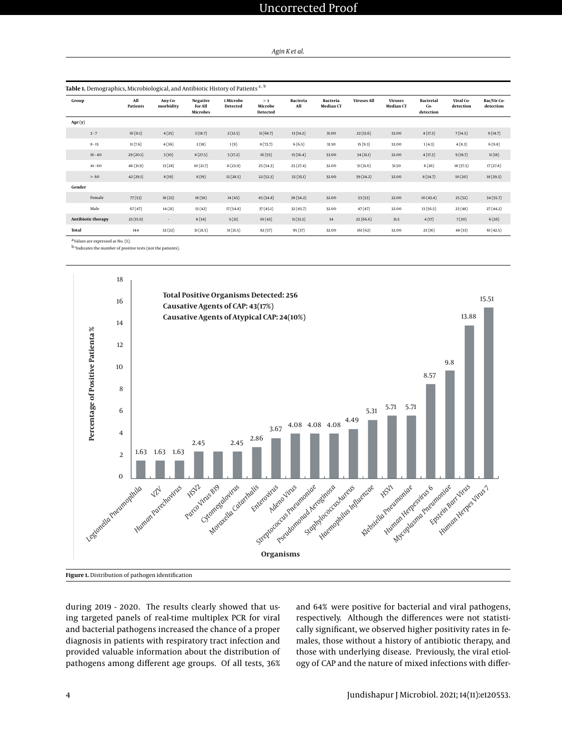**Table 1.** Demographics, Microbiological, and Antibiotic History of Patients [a, b]

| Group | All Patients | Any Co-morbidity | Negative for All Microbes | 1 Microbe Detected | > 1 Microbe Detected | Bacteria All | Bacteria Median CT | Viruses All | Viruses Median CT | Bacterial Co-detection | Viral Co-detection | Bac/Vir Co-detection |
|---|---|---|---|---|---|---|---|---|---|---|---|---|
| **Age (y)** | | | | | | | | | | | | |
| 2 - 7 | 16 (11.1) | 4 (25) | 3 (18.7) | 2 (12.5) | 11 (68.7) | 13 (14.2) | 31.00 | 22 (13.6) | 32.00 | 4 (17.3) | 7 (14.5) | 9 (14.7) |
| 8 - 15 | 11 (7.6) | 4 (36) | 2 (18) | 1 (9) | 8 (72.7) | 6 (6.5) | 31.50 | 15 (9.3) | 32.00 | 1 (4.3) | 4 (8.3) | 6 (9.8) |
| 16 - 40 | 29 (20.1) | 3 (10) | 8 (27.5) | 5 (17.2) | 16 (55) | 15 (16.4) | 33.00 | 34 (21.1) | 32.00 | 4 (17.3) | 9 (18.7) | 11 (18) |
| 41 - 60 | 46 (31.9) | 13 (28) | 10 (21.7) | 11 (23.9) | 25 (54.3) | 25 (27.4) | 32.00 | 51 (31.6) | 31.50 | 6 (26) | 18 (37.5) | 17 (27.8) |
| > 60 | 42 (29.1) | 8 (19) | 8 (19) | 12 (28.5) | 22 (52.3) | 32 (35.1) | 32.00 | 39 (24.2) | 32.00 | 8 (34.7) | 10 (20) | 18 (29.5) |
| **Gender** | | | | | | | | | | | | |
| Female | 77 (53) | 18 (23) | 18 (58) | 14 (45) | 45 (54.8) | 38 (54.2) | 32.00 | 53 (53) | 32.00 | 10 (43.4) | 25 (52) | 34 (55.7) |
| Male | 67 (47) | 14 (21) | 13 (42) | 17 (54.8) | 37 (45.1) | 32 (45.7) | 32.00 | 47 (47) | 32.00 | 13 (56.5) | 23 (48) | 27 (44.2) |
| **Antibiotic therapy** | 23 (15.9) | - | 8 (34) | 5 (21) | 10 (43) | 11 (33.3) | 34 | 22 (66.6) | 31.5 | 4 (17) | 7 (30) | 6 (26) |
| **Total** | 144 | 32 (22) | 31 (21.5) | 31 (21.5) | 82 (57) | 95 (37) | 32.00 | 161 (62) | 32.00 | 23 (16) | 48 (33) | 61 (42.5) |

[a] Values are expressed as No. (%).

[b] *Indicates the number of positive tests (not the patients).

**Figure 1.** Distribution of pathogen identification

during 2019 - 2020. The results clearly showed that using targeted panels of real-time multiplex PCR for viral and bacterial pathogens increased the chance of a proper diagnosis in patients with respiratory tract infection and provided valuable information about the distribution of pathogens among different age groups. Of all tests, 36% and 64% were positive for bacterial and viral pathogens, respectively. Although the differences were not statistically significant, we observed higher positivity rates in females, those without a history of antibiotic therapy, and those with underlying disease. Previously, the viral etiology of CAP and the nature of mixed infections with differ-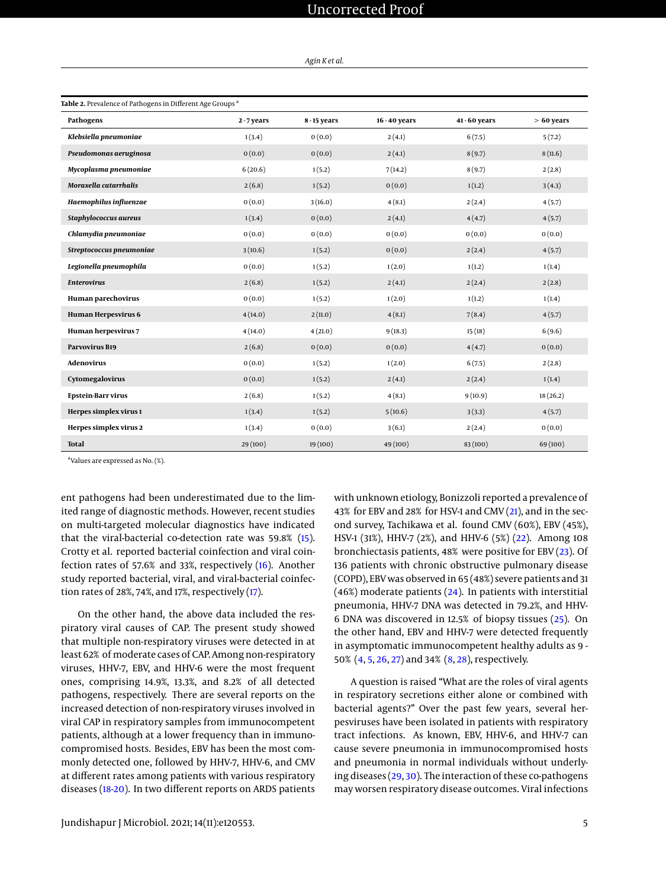**Table 2.** Prevalence of Pathogens in Different Age Groups [a]

| Pathogens | 2 - 7 years | 8 - 15 years | 16 - 40 years | 41 - 60 years | > 60 years |
|---|---|---|---|---|---|
| ***Klebsiella pneumoniae*** | 1 (3.4) | 0 (0.0) | 2 (4.1) | 6 (7.5) | 5 (7.2) |
| ***Pseudomonas aeruginosa*** | 0 (0.0) | 0 (0.0) | 2 (4.1) | 8 (9.7) | 8 (11.6) |
| ***Mycoplasma pneumoniae*** | 6 (20.6) | 1 (5.2) | 7 (14.2) | 8 (9.7) | 2 (2.8) |
| ***Moraxella catarrhalis*** | 2 (6.8) | 1 (5.2) | 0 (0.0) | 1 (1.2) | 3 (4.3) |
| ***Haemophilus influenzae*** | 0 (0.0) | 3 (16.0) | 4 (8.1) | 2 (2.4) | 4 (5.7) |
| ***Staphylococcus aureus*** | 1 (3.4) | 0 (0.0) | 2 (4.1) | 4 (4.7) | 4 (5.7) |
| ***Chlamydia pneumoniae*** | 0 (0.0) | 0 (0.0) | 0 (0.0) | 0 (0.0) | 0 (0.0) |
| ***Streptococcus pneumoniae*** | 3 (10.6) | 1 (5.2) | 0 (0.0) | 2 (2.4) | 4 (5.7) |
| ***Legionella pneumophila*** | 0 (0.0) | 1 (5.2) | 1 (2.0) | 1 (1.2) | 1 (1.4) |
| ***Enterovirus*** | 2 (6.8) | 1 (5.2) | 2 (4.1) | 2 (2.4) | 2 (2.8) |
| **Human parechovirus** | 0 (0.0) | 1 (5.2) | 1 (2.0) | 1 (1.2) | 1 (1.4) |
| **Human Herpesvirus 6** | 4 (14.0) | 2 (11.0) | 4 (8.1) | 7 (8.4) | 4 (5.7) |
| **Human herpesvirus 7** | 4 (14.0) | 4 (21.0) | 9 (18.3) | 15 (18) | 6 (9.6) |
| **Parvovirus B19** | 2 (6.8) | 0 (0.0) | 0 (0.0) | 4 (4.7) | 0 (0.0) |
| **Adenovirus** | 0 (0.0) | 1 (5.2) | 1 (2.0) | 6 (7.5) | 2 (2.8) |
| **Cytomegalovirus** | 0 (0.0) | 1 (5.2) | 2 (4.1) | 2 (2.4) | 1 (1.4) |
| **Epstein-Barr virus** | 2 (6.8) | 1 (5.2) | 4 (8.1) | 9 (10.9) | 18 (26.2) |
| **Herpes simplex virus 1** | 1 (3.4) | 1 (5.2) | 5 (10.6) | 3 (3.3) | 4 (5.7) |
| **Herpes simplex virus 2** | 1 (3.4) | 0 (0.0) | 3 (6.1) | 2 (2.4) | 0 (0.0) |
| **Total** | 29 (100) | 19 (100) | 49 (100) | 83 (100) | 69 (100) |

[a] Values are expressed as No. (%).

ent pathogens had been underestimated due to the limited range of diagnostic methods. However, recent studies on multi-targeted molecular diagnostics have indicated that the viral-bacterial co-detection rate was 59.8% (15). Crotty et al. reported bacterial coinfection and viral coinfection rates of 57.6% and 33%, respectively (16). Another study reported bacterial, viral, and viral-bacterial coinfection rates of 28%, 74%, and 17%, respectively (17).

On the other hand, the above data included the respiratory viral causes of CAP. The present study showed that multiple non-respiratory viruses were detected in at least 62% of moderate cases of CAP. Among non-respiratory viruses, HHV-7, EBV, and HHV-6 were the most frequent ones, comprising 14.9%, 13.3%, and 8.2% of all detected pathogens, respectively. There are several reports on the increased detection of non-respiratory viruses involved in viral CAP in respiratory samples from immunocompetent patients, although at a lower frequency than in immunocompromised hosts. Besides, EBV has been the most commonly detected one, followed by HHV-7, HHV-6, and CMV at different rates among patients with various respiratory diseases (18-20). In two different reports on ARDS patients with unknown etiology, Bonizzoli reported a prevalence of 43% for EBV and 28% for HSV-1 and CMV (21), and in the second survey, Tachikawa et al. found CMV (60%), EBV (45%), HSV-1 (31%), HHV-7 (2%), and HHV-6 (5%) (22). Among 108 bronchiectasis patients, 48% were positive for EBV (23). Of 136 patients with chronic obstructive pulmonary disease (COPD), EBV was observed in 65 (48%) severe patients and 31 (46%) moderate patients (24). In patients with interstitial pneumonia, HHV-7 DNA was detected in 79.2%, and HHV-6 DNA was discovered in 12.5% of biopsy tissues (25). On the other hand, EBV and HHV-7 were detected frequently in asymptomatic immunocompetent healthy adults as 9 - 50% (4, 5, 26, 27) and 34% (8, 28), respectively.

A question is raised "What are the roles of viral agents in respiratory secretions either alone or combined with bacterial agents?" Over the past few years, several herpesviruses have been isolated in patients with respiratory tract infections. As known, EBV, HHV-6, and HHV-7 can cause severe pneumonia in immunocompromised hosts and pneumonia in normal individuals without underlying diseases (29, 30). The interaction of these co-pathogens may worsen respiratory disease outcomes. Viral infections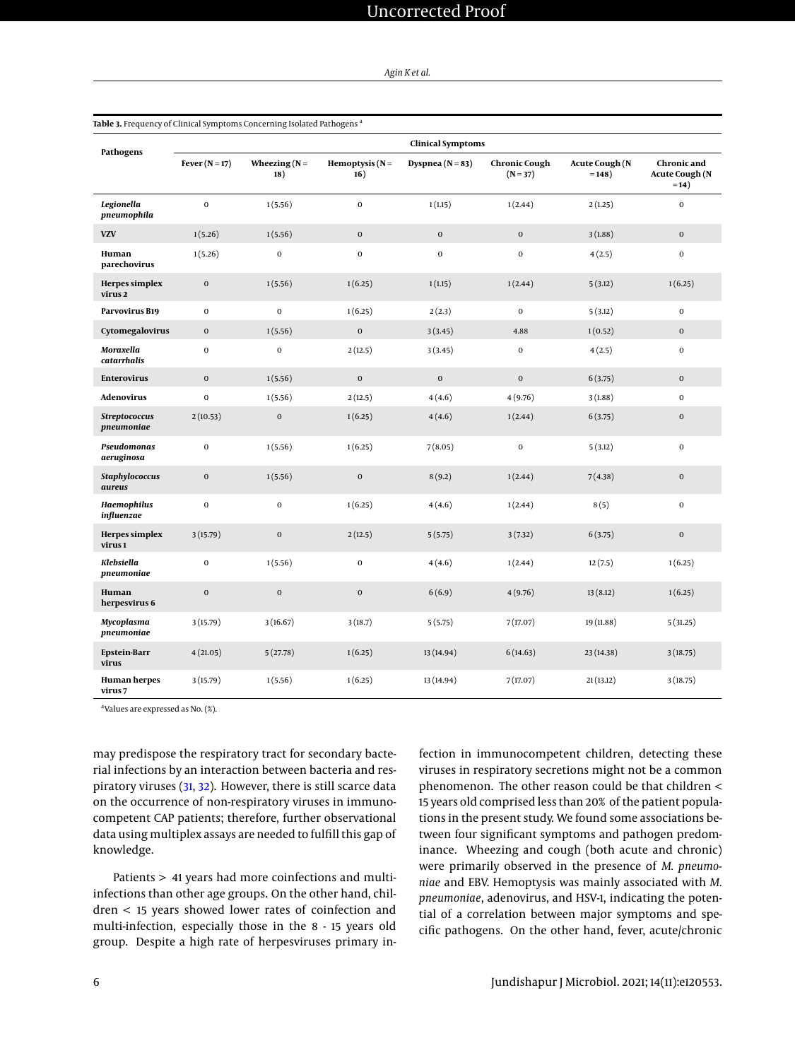**Table 3.** Frequency of Clinical Symptoms Concerning Isolated Pathogens [a]

| Pathogens | Clinical Symptoms | | | | | | |
|---|---|---|---|---|---|---|---|
| | Fever (N = 17) | Wheezing (N = 18) | Hemoptysis (N = 16) | Dyspnea (N = 83) | Chronic Cough (N = 37) | Acute Cough (N = 148) | Chronic and Acute Cough (N = 14) |
| *Legionella pneumophila* | 0 | 1 (5.56) | 0 | 1 (1.15) | 1 (2.44) | 2 (1.25) | 0 |
| **VZV** | 1 (5.26) | 1 (5.56) | 0 | 0 | 0 | 3 (1.88) | 0 |
| **Human parechovirus** | 1 (5.26) | 0 | 0 | 0 | 0 | 4 (2.5) | 0 |
| **Herpes simplex virus 2** | 0 | 1 (5.56) | 1 (6.25) | 1 (1.15) | 1 (2.44) | 5 (3.12) | 1 (6.25) |
| **Parvovirus B19** | 0 | 0 | 1 (6.25) | 2 (2.3) | 0 | 5 (3.12) | 0 |
| **Cytomegalovirus** | 0 | 1 (5.56) | 0 | 3 (3.45) | 4.88 | 1 (0.52) | 0 |
| *Moraxella catarrhalis* | 0 | 0 | 2 (12.5) | 3 (3.45) | 0 | 4 (2.5) | 0 |
| **Enterovirus** | 0 | 1 (5.56) | 0 | 0 | 0 | 6 (3.75) | 0 |
| **Adenovirus** | 0 | 1 (5.56) | 2 (12.5) | 4 (4.6) | 4 (9.76) | 3 (1.88) | 0 |
| *Streptococcus pneumoniae* | 2 (10.53) | 0 | 1 (6.25) | 4 (4.6) | 1 (2.44) | 6 (3.75) | 0 |
| *Pseudomonas aeruginosa* | 0 | 1 (5.56) | 1 (6.25) | 7 (8.05) | 0 | 5 (3.12) | 0 |
| *Staphylococcus aureus* | 0 | 1 (5.56) | 0 | 8 (9.2) | 1 (2.44) | 7 (4.38) | 0 |
| *Haemophilus influenzae* | 0 | 0 | 1 (6.25) | 4 (4.6) | 1 (2.44) | 8 (5) | 0 |
| **Herpes simplex virus 1** | 3 (15.79) | 0 | 2 (12.5) | 5 (5.75) | 3 (7.32) | 6 (3.75) | 0 |
| *Klebsiella pneumoniae* | 0 | 1 (5.56) | 0 | 4 (4.6) | 1 (2.44) | 12 (7.5) | 1 (6.25) |
| **Human herpesvirus 6** | 0 | 0 | 0 | 6 (6.9) | 4 (9.76) | 13 (8.12) | 1 (6.25) |
| *Mycoplasma pneumoniae* | 3 (15.79) | 3 (16.67) | 3 (18.7) | 5 (5.75) | 7 (17.07) | 19 (11.88) | 5 (31.25) |
| **Epstein-Barr virus** | 4 (21.05) | 5 (27.78) | 1 (6.25) | 13 (14.94) | 6 (14.63) | 23 (14.38) | 3 (18.75) |
| **Human herpes virus 7** | 3 (15.79) | 1 (5.56) | 1 (6.25) | 13 (14.94) | 7 (17.07) | 21 (13.12) | 3 (18.75) |

[a] Values are expressed as No. (%).

may predispose the respiratory tract for secondary bacterial infections by an interaction between bacteria and respiratory viruses (31, 32). However, there is still scarce data on the occurrence of non-respiratory viruses in immunocompetent CAP patients; therefore, further observational data using multiplex assays are needed to fulfill this gap of knowledge.

Patients > 41 years had more coinfections and multi-infections than other age groups. On the other hand, children < 15 years showed lower rates of coinfection and multi-infection, especially those in the 8 - 15 years old group. Despite a high rate of herpesviruses primary infection in immunocompetent children, detecting these viruses in respiratory secretions might not be a common phenomenon. The other reason could be that children < 15 years old comprised less than 20% of the patient populations in the present study. We found some associations between four significant symptoms and pathogen predominance. Wheezing and cough (both acute and chronic) were primarily observed in the presence of *M. pneumoniae* and EBV. Hemoptysis was mainly associated with *M. pneumoniae*, adenovirus, and HSV-1, indicating the potential of a correlation between major symptoms and specific pathogens. On the other hand, fever, acute/chronic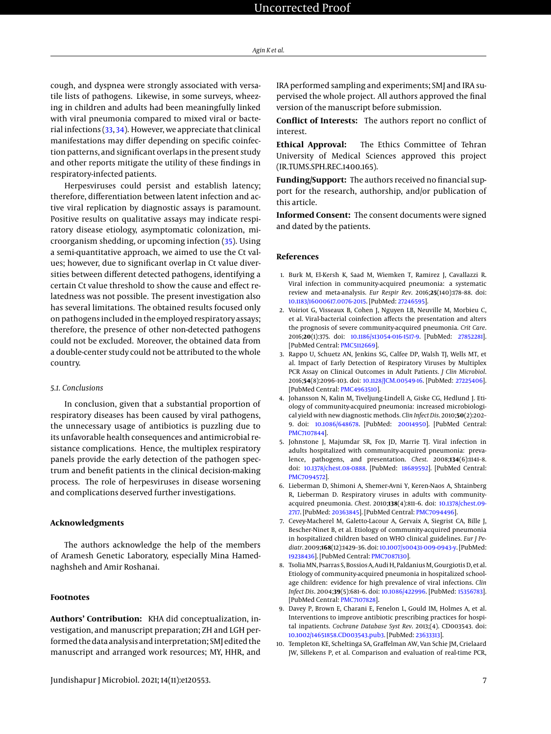cough, and dyspnea were strongly associated with versatile lists of pathogens. Likewise, in some surveys, wheezing in children and adults had been meaningfully linked with viral pneumonia compared to mixed viral or bacterial infections (33, 34). However, we appreciate that clinical manifestations may differ depending on specific coinfection patterns, and significant overlaps in the present study and other reports mitigate the utility of these findings in respiratory-infected patients.

Herpesviruses could persist and establish latency; therefore, differentiation between latent infection and active viral replication by diagnostic assays is paramount. Positive results on qualitative assays may indicate respiratory disease etiology, asymptomatic colonization, microorganism shedding, or upcoming infection (35). Using a semi-quantitative approach, we aimed to use the Ct values; however, due to significant overlap in Ct value diversities between different detected pathogens, identifying a certain Ct value threshold to show the cause and effect relatedness was not possible. The present investigation also has several limitations. The obtained results focused only on pathogens included in the employed respiratory assays; therefore, the presence of other non-detected pathogens could not be excluded. Moreover, the obtained data from a double-center study could not be attributed to the whole country.

### 5.1. Conclusions

In conclusion, given that a substantial proportion of respiratory diseases has been caused by viral pathogens, the unnecessary usage of antibiotics is puzzling due to its unfavorable health consequences and antimicrobial resistance complications. Hence, the multiplex respiratory panels provide the early detection of the pathogen spectrum and benefit patients in the clinical decision-making process. The role of herpesviruses in disease worsening and complications deserved further investigations.

## Acknowledgments

The authors acknowledge the help of the members of Aramesh Genetic Laboratory, especially Mina Hamednaghsheh and Amir Roshanai.

## Footnotes

**Authors' Contribution:** KHA did conceptualization, investigation, and manuscript preparation; ZH and LGH performed the data analysis and interpretation; SMJ edited the manuscript and arranged work resources; MY, HHR, and IRA performed sampling and experiments; SMJ and IRA supervised the whole project. All authors approved the final version of the manuscript before submission.

**Conflict of Interests:** The authors report no conflict of interest.

**Ethical Approval:** The Ethics Committee of Tehran University of Medical Sciences approved this project (IR.TUMS.SPH.REC.1400.165).

**Funding/Support:** The authors received no financial support for the research, authorship, and/or publication of this article.

**Informed Consent:** The consent documents were signed and dated by the patients.

## References

1. Burk M, El-Kersh K, Saad M, Wiemken T, Ramirez J, Cavallazzi R. Viral infection in community-acquired pneumonia: a systematic review and meta-analysis. *Eur Respir Rev*. 2016;**25**(140):178–88. doi: 10.1183/16000617.0076-2015. [PubMed: 27246595].
2. Voiriot G, Visseaux B, Cohen J, Nguyen LB, Neuville M, Morbieu C, et al. Viral-bacterial coinfection affects the presentation and alters the prognosis of severe community-acquired pneumonia. *Crit Care*. 2016;**20**(1):375. doi: 10.1186/s13054-016-1517-9. [PubMed: 27852281]. [PubMed Central: PMC5112669].
3. Rappo U, Schuetz AN, Jenkins SG, Calfee DP, Walsh TJ, Wells MT, et al. Impact of Early Detection of Respiratory Viruses by Multiplex PCR Assay on Clinical Outcomes in Adult Patients. *J Clin Microbiol*. 2016;**54**(8):2096–103. doi: 10.1128/JCM.00549-16. [PubMed: 27225406]. [PubMed Central: PMC4963510].
4. Johansson N, Kalin M, Tiveljung-Lindell A, Giske CG, Hedlund J. Etiology of community-acquired pneumonia: increased microbiological yield with new diagnostic methods. *Clin Infect Dis*. 2010;**50**(2):202–9. doi: 10.1086/648678. [PubMed: 20014950]. [PubMed Central: PMC7107844].
5. Johnstone J, Majumdar SR, Fox JD, Marrie TJ. Viral infection in adults hospitalized with community-acquired pneumonia: prevalence, pathogens, and presentation. *Chest*. 2008;**134**(6):1141–8. doi: 10.1378/chest.08-0888. [PubMed: 18689592]. [PubMed Central: PMC7094572].
6. Lieberman D, Shimoni A, Shemer-Avni Y, Keren-Naos A, Shtainberg R, Lieberman D. Respiratory viruses in adults with community-acquired pneumonia. *Chest*. 2010;**138**(4):811–6. doi: 10.1378/chest.09-2717. [PubMed: 20363845]. [PubMed Central: PMC7094496].
7. Cevey-Macherel M, Galetto-Lacour A, Gervaix A, Siegrist CA, Bille J, Bescher-Ninet B, et al. Etiology of community-acquired pneumonia in hospitalized children based on WHO clinical guidelines. *Eur J Pediatr*. 2009;**168**(12):1429–36. doi: 10.1007/s00431-009-0943-y. [PubMed: 19238436]. [PubMed Central: PMC7087130].
8. Tsolia MN, Psarras S, Bossios A, Audi H, Paldanius M, Gourgiotis D, et al. Etiology of community-acquired pneumonia in hospitalized school-age children: evidence for high prevalence of viral infections. *Clin Infect Dis*. 2004;**39**(5):681–6. doi: 10.1086/422996. [PubMed: 15356783]. [PubMed Central: PMC7107828].
9. Davey P, Brown E, Charani E, Fenelon L, Gould IM, Holmes A, et al. Interventions to improve antibiotic prescribing practices for hospital inpatients. *Cochrane Database Syst Rev*. 2013;(4). CD003543. doi: 10.1002/14651858.CD003543.pub3. [PubMed: 23633313].
10. Templeton KE, Scheltinga SA, Graffelman AW, Van Schie JM, Crielaard JW, Sillekens P, et al. Comparison and evaluation of real-time PCR,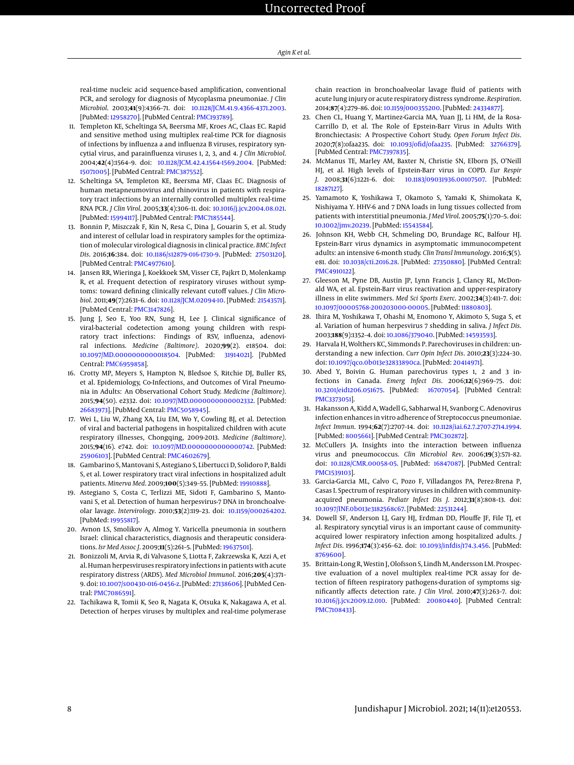real-time nucleic acid sequence-based amplification, conventional PCR, and serology for diagnosis of Mycoplasma pneumoniae. *J Clin Microbiol*. 2003;**41**(9):4366–71. doi: 10.1128/JCM.41.9.4366-4371.2003. [PubMed: 12958270]. [PubMed Central: PMC193789].

11. Templeton KE, Scheltinga SA, Beersma MF, Kroes AC, Claas EC. Rapid and sensitive method using multiplex real-time PCR for diagnosis of infections by influenza a and influenza B viruses, respiratory syncytial virus, and parainfluenza viruses 1, 2, 3, and 4. *J Clin Microbiol*. 2004;**42**(4):1564–9. doi: 10.1128/JCM.42.4.1564-1569.2004. [PubMed: 15071005]. [PubMed Central: PMC387552].
12. Scheltinga SA, Templeton KE, Beersma MF, Claas EC. Diagnosis of human metapneumovirus and rhinovirus in patients with respiratory tract infections by an internally controlled multiplex real-time RNA PCR. *J Clin Virol*. 2005;**33**(4):306–11. doi: 10.1016/j.jcv.2004.08.021. [PubMed: 15994117]. [PubMed Central: PMC7185544].
13. Bonnin P, Miszczak F, Kin N, Resa C, Dina J, Gouarin S, et al. Study and interest of cellular load in respiratory samples for the optimization of molecular virological diagnosis in clinical practice. *BMC Infect Dis*. 2016;**16**:384. doi: 10.1186/s12879-016-1730-9. [PubMed: 27503120]. [PubMed Central: PMC4977610].
14. Jansen RR, Wieringa J, Koekkoek SM, Visser CE, Pajkrt D, Molenkamp R, et al. Frequent detection of respiratory viruses without symptoms: toward defining clinically relevant cutoff values. *J Clin Microbiol*. 2011;**49**(7):2631–6. doi: 10.1128/JCM.02094-10. [PubMed: 21543571]. [PubMed Central: PMC3147826].
15. Jung J, Seo E, Yoo RN, Sung H, Lee J. Clinical significance of viral-bacterial codetection among young children with respiratory tract infections: Findings of RSV, influenza, adenoviral infections. *Medicine (Baltimore)*. 2020;**99**(2). e18504. doi: 10.1097/MD.0000000000018504. [PubMed: 31914021]. [PubMed Central: PMC6959858].
16. Crotty MP, Meyers S, Hampton N, Bledsoe S, Ritchie DJ, Buller RS, et al. Epidemiology, Co-Infections, and Outcomes of Viral Pneumonia in Adults: An Observational Cohort Study. *Medicine (Baltimore)*. 2015;**94**(50). e2332. doi: 10.1097/MD.0000000000002332. [PubMed: 26683973]. [PubMed Central: PMC5058945].
17. Wei L, Liu W, Zhang XA, Liu EM, Wo Y, Cowling BJ, et al. Detection of viral and bacterial pathogens in hospitalized children with acute respiratory illnesses, Chongqing, 2009-2013. *Medicine (Baltimore)*. 2015;**94**(16). e742. doi: 10.1097/MD.0000000000000742. [PubMed: 25906103]. [PubMed Central: PMC4602679].
18. Gambarino S, Mantovani S, Astegiano S, Libertucci D, Solidoro P, Baldi S, et al. Lower respiratory tract viral infections in hospitalized adult patients. *Minerva Med*. 2009;**100**(5):349–55. [PubMed: 19910888].
19. Astegiano S, Costa C, Terlizzi ME, Sidoti F, Gambarino S, Mantovani S, et al. Detection of human herpesvirus-7 DNA in bronchoalveolar lavage. *Intervirology*. 2010;**53**(2):119–23. doi: 10.1159/000264202. [PubMed: 19955817].
20. Avnon LS, Smolikov A, Almog Y. Varicella pneumonia in southern Israel: clinical characteristics, diagnosis and therapeutic considerations. *Isr Med Assoc J*. 2009;**11**(5):261–5. [PubMed: 19637501].
21. Bonizzoli M, Arvia R, di Valvasone S, Liotta F, Zakrzewska K, Azzi A, et al. Human herpesviruses respiratory infections in patients with acute respiratory distress (ARDS). *Med Microbiol Immunol*. 2016;**205**(4):371–9. doi: 10.1007/s00430-016-0456-z. [PubMed: 27138606]. [PubMed Central: PMC7086591].
22. Tachikawa R, Tomii K, Seo R, Nagata K, Otsuka K, Nakagawa A, et al. Detection of herpes viruses by multiplex and real-time polymerase chain reaction in bronchoalveolar lavage fluid of patients with acute lung injury or acute respiratory distress syndrome. *Respiration*. 2014;**87**(4):279–86. doi: 10.1159/000355200. [PubMed: 24334877].
23. Chen CL, Huang Y, Martinez-Garcia MA, Yuan JJ, Li HM, de la Rosa-Carrillo D, et al. The Role of Epstein-Barr Virus in Adults With Bronchiectasis: A Prospective Cohort Study. *Open Forum Infect Dis*. 2020;**7**(8):ofaa235. doi: 10.1093/ofid/ofaa235. [PubMed: 32766379]. [PubMed Central: PMC7397835].
24. McManus TE, Marley AM, Baxter N, Christie SN, Elborn JS, O'Neill HJ, et al. High levels of Epstein-Barr virus in COPD. *Eur Respir J*. 2008;**31**(6):1221–6. doi: 10.1183/09031936.00107507. [PubMed: 18287127].
25. Yamamoto K, Yoshikawa T, Okamoto S, Yamaki K, Shimokata K, Nishiyama Y. HHV-6 and 7 DNA loads in lung tissues collected from patients with interstitial pneumonia. *J Med Virol*. 2005;**75**(1):70–5. doi: 10.1002/jmv.20239. [PubMed: 15543584].
26. Johnson KH, Webb CH, Schmeling DO, Brundage RC, Balfour HJ. Epstein-Barr virus dynamics in asymptomatic immunocompetent adults: an intensive 6-month study. *Clin Transl Immunology*. 2016;**5**(5). e81. doi: 10.1038/cti.2016.28. [PubMed: 27350880]. [PubMed Central: PMC4910122].
27. Gleeson M, Pyne DB, Austin JP, Lynn Francis J, Clancy RL, McDonald WA, et al. Epstein-Barr virus reactivation and upper-respiratory illness in elite swimmers. *Med Sci Sports Exerc*. 2002;**34**(3):411–7. doi: 10.1097/00005768-200203000-00005. [PubMed: 11880803].
28. Ihira M, Yoshikawa T, Ohashi M, Enomono Y, Akimoto S, Suga S, et al. Variation of human herpesvirus 7 shedding in saliva. *J Infect Dis*. 2003;**188**(9):1352–4. doi: 10.1086/379040. [PubMed: 14593593].
29. Harvala H, Wolthers KC, Simmonds P. Parechoviruses in children: understanding a new infection. *Curr Opin Infect Dis*. 2010;**23**(3):224–30. doi: 10.1097/qco.0b013e32833890ca. [PubMed: 20414971].
30. Abed Y, Boivin G. Human parechovirus types 1, 2 and 3 infections in Canada. *Emerg Infect Dis*. 2006;**12**(6):969–75. doi: 10.3201/eid1206.051675. [PubMed: 16707054]. [PubMed Central: PMC3373051].
31. Hakansson A, Kidd A, Wadell G, Sabharwal H, Svanborg C. Adenovirus infection enhances in vitro adherence of Streptococcus pneumoniae. *Infect Immun*. 1994;**62**(7):2707–14. doi: 10.1128/iai.62.7.2707-2714.1994. [PubMed: 8005661]. [PubMed Central: PMC302872].
32. McCullers JA. Insights into the interaction between influenza virus and pneumococcus. *Clin Microbiol Rev*. 2006;**19**(3):571–82. doi: 10.1128/CMR.00058-05. [PubMed: 16847087]. [PubMed Central: PMC1539103].
33. Garcia-Garcia ML, Calvo C, Pozo F, Villadangos PA, Perez-Brena P, Casas I. Spectrum of respiratory viruses in children with community-acquired pneumonia. *Pediatr Infect Dis J*. 2012;**31**(8):808–13. doi: 10.1097/INF.0b013e3182568c67. [PubMed: 22531244].
34. Dowell SF, Anderson LJ, Gary HJ, Erdman DD, Plouffe JF, File TJ, et al. Respiratory syncytial virus is an important cause of community-acquired lower respiratory infection among hospitalized adults. *J Infect Dis*. 1996;**174**(3):456–62. doi: 10.1093/infdis/174.3.456. [PubMed: 8769600].
35. Brittain-Long R, Westin J, Olofsson S, Lindh M, Andersson LM. Prospective evaluation of a novel multiplex real-time PCR assay for detection of fifteen respiratory pathogens-duration of symptoms significantly affects detection rate. *J Clin Virol*. 2010;**47**(3):263–7. doi: 10.1016/j.jcv.2009.12.010. [PubMed: 20080440]. [PubMed Central: PMC7108433].